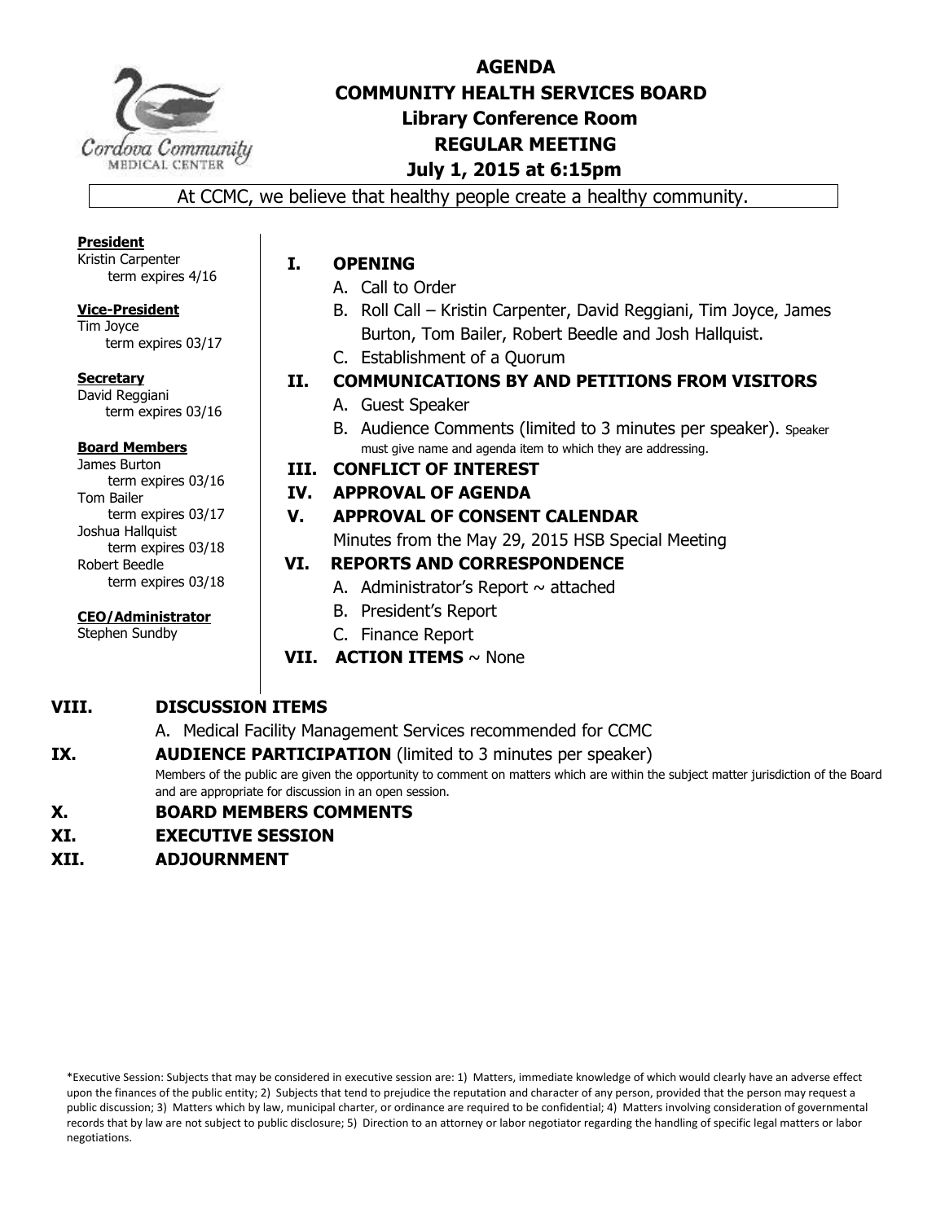# AGENDA
## COMMUNITY HEALTH SERVICES BOARD
### Library Conference Room
### REGULAR MEETING
### July 1, 2015 at 6:15pm

At CCMC, we believe that healthy people create a healthy community.

**President**
Kristin Carpenter
term expires 4/16

**Vice-President**
Tim Joyce
term expires 03/17

**Secretary**
David Reggiani
term expires 03/16

**Board Members**
James Burton
term expires 03/16
Tom Bailer
term expires 03/17
Joshua Hallquist
term expires 03/18
Robert Beedle
term expires 03/18

**CEO/Administrator**
Stephen Sundby

**I. OPENING**
- A. Call to Order
- B. Roll Call – Kristin Carpenter, David Reggiani, Tim Joyce, James Burton, Tom Bailer, Robert Beedle and Josh Hallquist.
- C. Establishment of a Quorum

**II. COMMUNICATIONS BY AND PETITIONS FROM VISITORS**
- A. Guest Speaker
- B. Audience Comments (limited to 3 minutes per speaker). Speaker must give name and agenda item to which they are addressing.

**III. CONFLICT OF INTEREST**

**IV. APPROVAL OF AGENDA**

**V. APPROVAL OF CONSENT CALENDAR**
Minutes from the May 29, 2015 HSB Special Meeting

**VI. REPORTS AND CORRESPONDENCE**
- A. Administrator's Report ~ attached
- B. President's Report
- C. Finance Report

**VII. ACTION ITEMS** ~ None

**VIII. DISCUSSION ITEMS**
- A. Medical Facility Management Services recommended for CCMC

**IX. AUDIENCE PARTICIPATION** (limited to 3 minutes per speaker)
Members of the public are given the opportunity to comment on matters which are within the subject matter jurisdiction of the Board and are appropriate for discussion in an open session.

**X. BOARD MEMBERS COMMENTS**

**XI. EXECUTIVE SESSION**

**XII. ADJOURNMENT**

*Executive Session: Subjects that may be considered in executive session are: 1) Matters, immediate knowledge of which would clearly have an adverse effect upon the finances of the public entity; 2) Subjects that tend to prejudice the reputation and character of any person, provided that the person may request a public discussion; 3) Matters which by law, municipal charter, or ordinance are required to be confidential; 4) Matters involving consideration of governmental records that by law are not subject to public disclosure; 5) Direction to an attorney or labor negotiator regarding the handling of specific legal matters or labor negotiations.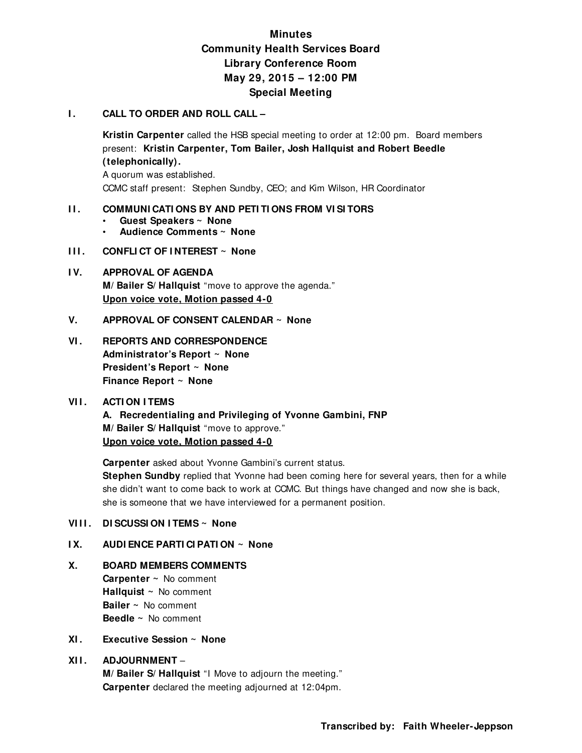# Minutes
## Community Health Services Board
## Library Conference Room
## May 29, 2015 – 12:00 PM
## Special Meeting

**I. CALL TO ORDER AND ROLL CALL –**

**Kristin Carpenter** called the HSB special meeting to order at 12:00 pm. Board members present: **Kristin Carpenter, Tom Bailer, Josh Hallquist and Robert Beedle (telephonically).**
A quorum was established.
CCMC staff present: Stephen Sundby, CEO; and Kim Wilson, HR Coordinator

**II. COMMUNICATIONS BY AND PETITIONS FROM VISITORS**
- **Guest Speakers ~ None**
- **Audience Comments ~ None**

**III. CONFLICT OF INTEREST ~ None**

**IV. APPROVAL OF AGENDA**
**M/Bailer S/Hallquist** "move to approve the agenda."
**Upon voice vote, Motion passed 4-0**

**V. APPROVAL OF CONSENT CALENDAR ~ None**

**VI. REPORTS AND CORRESPONDENCE**
**Administrator's Report ~ None**
**President's Report ~ None**
**Finance Report ~ None**

**VII. ACTION ITEMS**
**A. Recredentialing and Privileging of Yvonne Gambini, FNP**
**M/Bailer S/Hallquist** "move to approve."
**Upon voice vote, Motion passed 4-0**

**Carpenter** asked about Yvonne Gambini's current status.
**Stephen Sundby** replied that Yvonne had been coming here for several years, then for a while she didn't want to come back to work at CCMC. But things have changed and now she is back, she is someone that we have interviewed for a permanent position.

**VIII. DISCUSSION ITEMS ~ None**

**IX. AUDIENCE PARTICIPATION ~ None**

**X. BOARD MEMBERS COMMENTS**
**Carpenter ~** No comment
**Hallquist ~** No comment
**Bailer ~** No comment
**Beedle ~** No comment

**XI. Executive Session ~ None**

**XII. ADJOURNMENT –**
**M/Bailer S/Hallquist** "I Move to adjourn the meeting."
**Carpenter** declared the meeting adjourned at 12:04pm.

**Transcribed by: Faith Wheeler-Jeppson**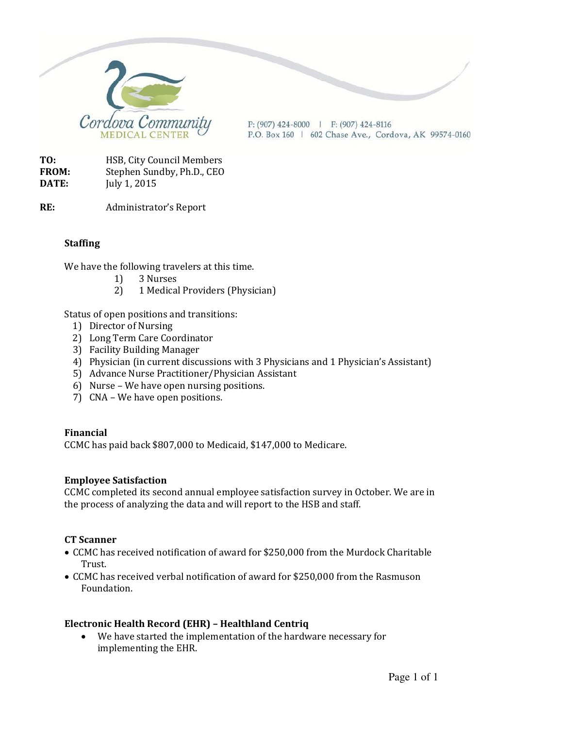Cordova Community MEDICAL CENTER

P: (907) 424-8000 | F: (907) 424-8116
P.O. Box 160 | 602 Chase Ave., Cordova, AK 99574-0160

**TO:** HSB, City Council Members
**FROM:** Stephen Sundby, Ph.D., CEO
**DATE:** July 1, 2015

**RE:** Administrator's Report

**Staffing**

We have the following travelers at this time.

1) 3 Nurses
2) 1 Medical Providers (Physician)

Status of open positions and transitions:

1) Director of Nursing
2) Long Term Care Coordinator
3) Facility Building Manager
4) Physician (in current discussions with 3 Physicians and 1 Physician's Assistant)
5) Advance Nurse Practitioner/Physician Assistant
6) Nurse – We have open nursing positions.
7) CNA – We have open positions.

**Financial**

CCMC has paid back $807,000 to Medicaid, $147,000 to Medicare.

**Employee Satisfaction**

CCMC completed its second annual employee satisfaction survey in October. We are in the process of analyzing the data and will report to the HSB and staff.

**CT Scanner**

- CCMC has received notification of award for $250,000 from the Murdock Charitable Trust.
- CCMC has received verbal notification of award for $250,000 from the Rasmuson Foundation.

**Electronic Health Record (EHR) – Healthland Centriq**

- We have started the implementation of the hardware necessary for implementing the EHR.